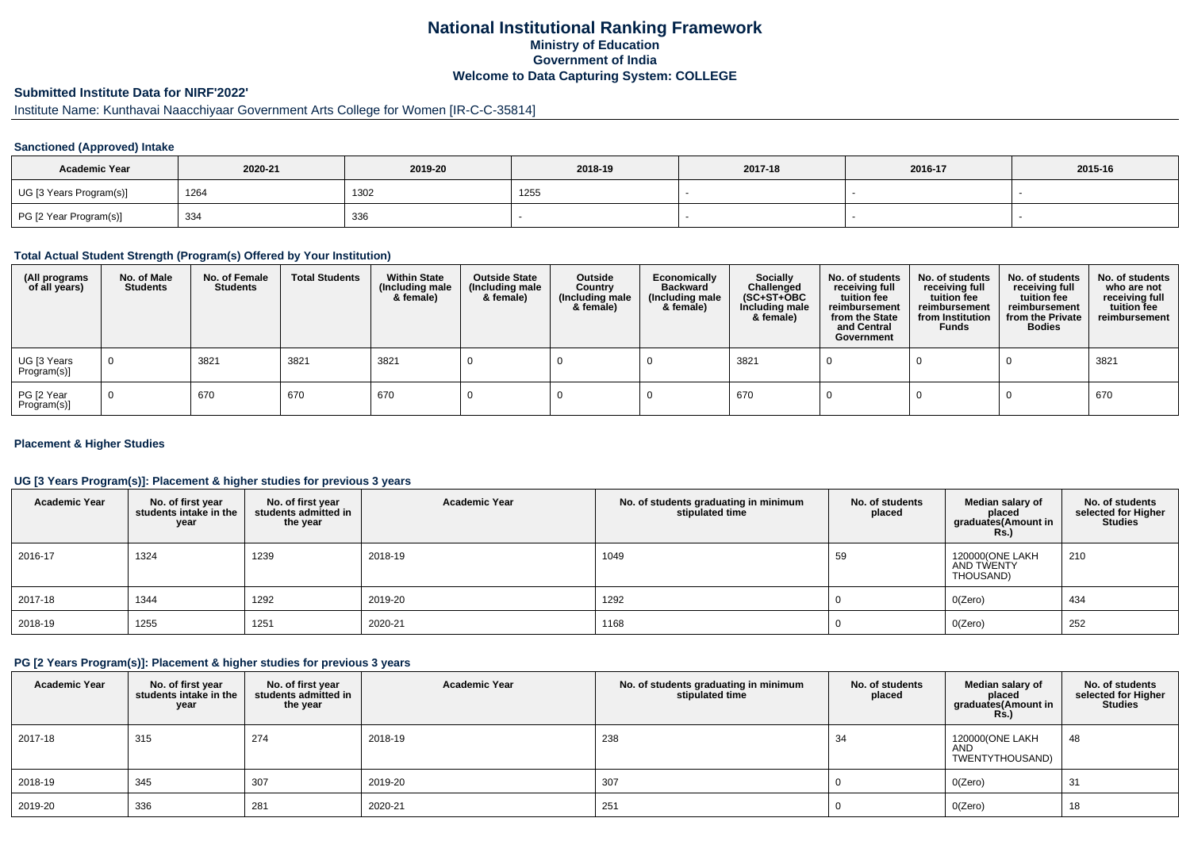# National Institutional Ranking Framework
## Ministry of Education
## Government of India
## Welcome to Data Capturing System: COLLEGE

### Submitted Institute Data for NIRF'2022'

Institute Name: Kunthavai Naacchiyaar Government Arts College for Women [IR-C-C-35814]

#### Sanctioned (Approved) Intake

| Academic Year | 2020-21 | 2019-20 | 2018-19 | 2017-18 | 2016-17 | 2015-16 |
|---|---|---|---|---|---|---|
| UG [3 Years Program(s)] | 1264 | 1302 | 1255 | - | - | - |
| PG [2 Year Program(s)] | 334 | 336 | - | - | - | - |

#### Total Actual Student Strength (Program(s) Offered by Your Institution)

| (All programs of all years) | No. of Male Students | No. of Female Students | Total Students | Within State (Including male & female) | Outside State (Including male & female) | Outside Country (Including male & female) | Economically Backward (Including male & female) | Socially Challenged (SC+ST+OBC Including male & female) | No. of students receiving full tuition fee reimbursement from the State and Central Government | No. of students receiving full tuition fee reimbursement from Institution Funds | No. of students receiving full tuition fee reimbursement from the Private Bodies | No. of students who are not receiving full tuition fee reimbursement |
|---|---|---|---|---|---|---|---|---|---|---|---|---|
| UG [3 Years Program(s)] | 0 | 3821 | 3821 | 3821 | 0 | 0 | 0 | 3821 | 0 | 0 | 0 | 3821 |
| PG [2 Year Program(s)] | 0 | 670 | 670 | 670 | 0 | 0 | 0 | 670 | 0 | 0 | 0 | 670 |

#### Placement & Higher Studies

#### UG [3 Years Program(s)]: Placement & higher studies for previous 3 years

| Academic Year | No. of first year students intake in the year | No. of first year students admitted in the year | Academic Year | No. of students graduating in minimum stipulated time | No. of students placed | Median salary of placed graduates(Amount in Rs.) | No. of students selected for Higher Studies |
|---|---|---|---|---|---|---|---|
| 2016-17 | 1324 | 1239 | 2018-19 | 1049 | 59 | 120000(ONE LAKH AND TWENTY THOUSAND) | 210 |
| 2017-18 | 1344 | 1292 | 2019-20 | 1292 | 0 | 0(Zero) | 434 |
| 2018-19 | 1255 | 1251 | 2020-21 | 1168 | 0 | 0(Zero) | 252 |

#### PG [2 Years Program(s)]: Placement & higher studies for previous 3 years

| Academic Year | No. of first year students intake in the year | No. of first year students admitted in the year | Academic Year | No. of students graduating in minimum stipulated time | No. of students placed | Median salary of placed graduates(Amount in Rs.) | No. of students selected for Higher Studies |
|---|---|---|---|---|---|---|---|
| 2017-18 | 315 | 274 | 2018-19 | 238 | 34 | 120000(ONE LAKH AND TWENTYTHOUSAND) | 48 |
| 2018-19 | 345 | 307 | 2019-20 | 307 | 0 | 0(Zero) | 31 |
| 2019-20 | 336 | 281 | 2020-21 | 251 | 0 | 0(Zero) | 18 |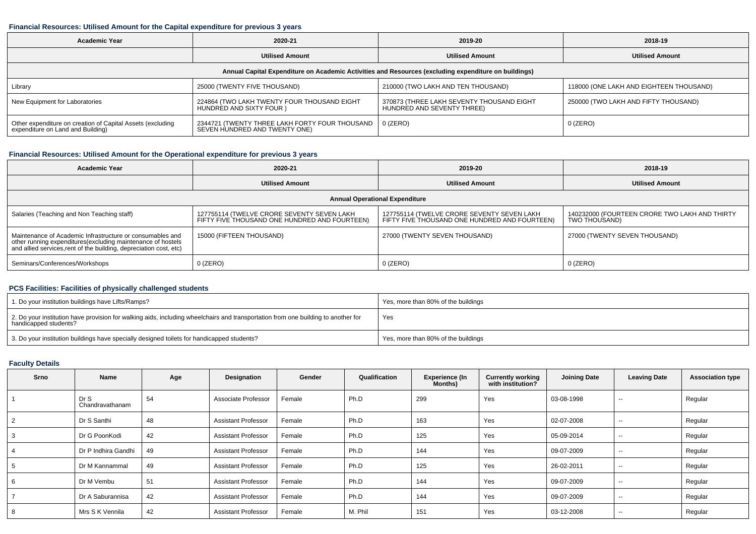### Financial Resources: Utilised Amount for the Capital expenditure for previous 3 years

| Academic Year | 2020-21 | 2019-20 | 2018-19 |
|---|---|---|---|
| | Utilised Amount | Utilised Amount | Utilised Amount |
| Annual Capital Expenditure on Academic Activities and Resources (excluding expenditure on buildings) | | | |
| Library | 25000 (TWENTY FIVE THOUSAND) | 210000 (TWO LAKH AND TEN THOUSAND) | 118000 (ONE LAKH AND EIGHTEEN THOUSAND) |
| New Equipment for Laboratories | 224864 (TWO LAKH TWENTY FOUR THOUSAND EIGHT HUNDRED AND SIXTY FOUR ) | 370873 (THREE LAKH SEVENTY THOUSAND EIGHT HUNDRED AND SEVENTY THREE) | 250000 (TWO LAKH AND FIFTY THOUSAND) |
| Other expenditure on creation of Capital Assets (excluding expenditure on Land and Building) | 2344721 (TWENTY THREE LAKH FORTY FOUR THOUSAND SEVEN HUNDRED AND TWENTY ONE) | 0 (ZERO) | 0 (ZERO) |

### Financial Resources: Utilised Amount for the Operational expenditure for previous 3 years

| Academic Year | 2020-21 | 2019-20 | 2018-19 |
|---|---|---|---|
| | Utilised Amount | Utilised Amount | Utilised Amount |
| Annual Operational Expenditure | | | |
| Salaries (Teaching and Non Teaching staff) | 127755114 (TWELVE CRORE SEVENTY SEVEN LAKH FIFTY FIVE THOUSAND ONE HUNDRED AND FOURTEEN) | 127755114 (TWELVE CRORE SEVENTY SEVEN LAKH FIFTY FIVE THOUSAND ONE HUNDRED AND FOURTEEN) | 140232000 (FOURTEEN CRORE TWO LAKH AND THIRTY TWO THOUSAND) |
| Maintenance of Academic Infrastructure or consumables and other running expenditures(excluding maintenance of hostels and allied services,rent of the building, depreciation cost, etc) | 15000 (FIFTEEN THOUSAND) | 27000 (TWENTY SEVEN THOUSAND) | 27000 (TWENTY SEVEN THOUSAND) |
| Seminars/Conferences/Workshops | 0 (ZERO) | 0 (ZERO) | 0 (ZERO) |

### PCS Facilities: Facilities of physically challenged students

| | |
|---|---|
| 1. Do your institution buildings have Lifts/Ramps? | Yes, more than 80% of the buildings |
| 2. Do your institution have provision for walking aids, including wheelchairs and transportation from one building to another for handicapped students? | Yes |
| 3. Do your institution buildings have specially designed toilets for handicapped students? | Yes, more than 80% of the buildings |

### Faculty Details

| Srno | Name | Age | Designation | Gender | Qualification | Experience (In Months) | Currently working with institution? | Joining Date | Leaving Date | Association type |
|---|---|---|---|---|---|---|---|---|---|---|
| 1 | Dr S Chandravathanam | 54 | Associate Professor | Female | Ph.D | 299 | Yes | 03-08-1998 | -- | Regular |
| 2 | Dr S Santhi | 48 | Assistant Professor | Female | Ph.D | 163 | Yes | 02-07-2008 | -- | Regular |
| 3 | Dr G PoonKodi | 42 | Assistant Professor | Female | Ph.D | 125 | Yes | 05-09-2014 | -- | Regular |
| 4 | Dr P Indhira Gandhi | 49 | Assistant Professor | Female | Ph.D | 144 | Yes | 09-07-2009 | -- | Regular |
| 5 | Dr M Kannammal | 49 | Assistant Professor | Female | Ph.D | 125 | Yes | 26-02-2011 | -- | Regular |
| 6 | Dr M Vembu | 51 | Assistant Professor | Female | Ph.D | 144 | Yes | 09-07-2009 | -- | Regular |
| 7 | Dr A Saburannisa | 42 | Assistant Professor | Female | Ph.D | 144 | Yes | 09-07-2009 | -- | Regular |
| 8 | Mrs S K Vennila | 42 | Assistant Professor | Female | M. Phil | 151 | Yes | 03-12-2008 | -- | Regular |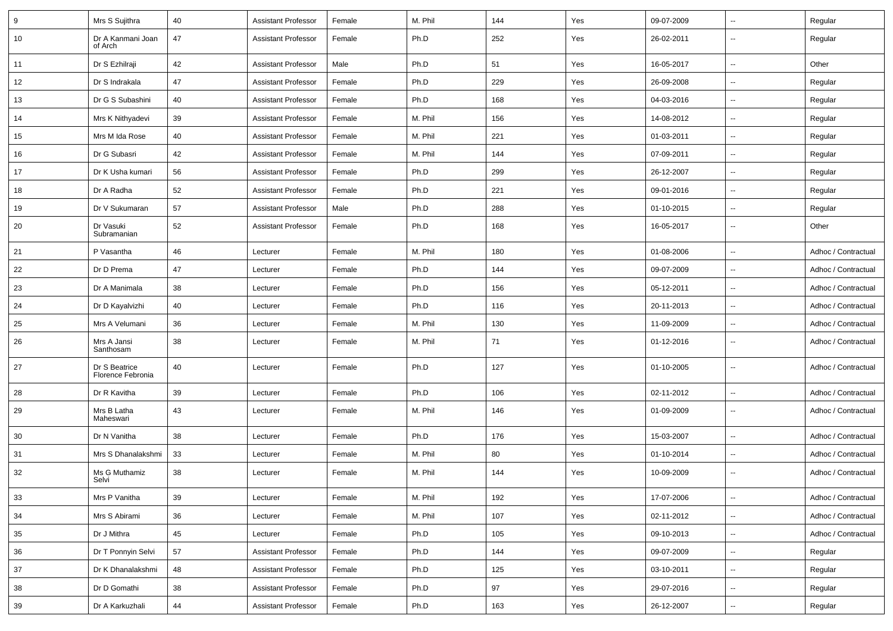| 9 | Mrs S Sujithra | 40 | Assistant Professor | Female | M. Phil | 144 | Yes | 09-07-2009 | -- | Regular |
|---|---|---|---|---|---|---|---|---|---|---|
| 10 | Dr A Kanmani Joan of Arch | 47 | Assistant Professor | Female | Ph.D | 252 | Yes | 26-02-2011 | -- | Regular |
| 11 | Dr S Ezhilraji | 42 | Assistant Professor | Male | Ph.D | 51 | Yes | 16-05-2017 | -- | Other |
| 12 | Dr S Indrakala | 47 | Assistant Professor | Female | Ph.D | 229 | Yes | 26-09-2008 | -- | Regular |
| 13 | Dr G S Subashini | 40 | Assistant Professor | Female | Ph.D | 168 | Yes | 04-03-2016 | -- | Regular |
| 14 | Mrs K Nithyadevi | 39 | Assistant Professor | Female | M. Phil | 156 | Yes | 14-08-2012 | -- | Regular |
| 15 | Mrs M Ida Rose | 40 | Assistant Professor | Female | M. Phil | 221 | Yes | 01-03-2011 | -- | Regular |
| 16 | Dr G Subasri | 42 | Assistant Professor | Female | M. Phil | 144 | Yes | 07-09-2011 | -- | Regular |
| 17 | Dr K Usha kumari | 56 | Assistant Professor | Female | Ph.D | 299 | Yes | 26-12-2007 | -- | Regular |
| 18 | Dr A Radha | 52 | Assistant Professor | Female | Ph.D | 221 | Yes | 09-01-2016 | -- | Regular |
| 19 | Dr V Sukumaran | 57 | Assistant Professor | Male | Ph.D | 288 | Yes | 01-10-2015 | -- | Regular |
| 20 | Dr Vasuki Subramanian | 52 | Assistant Professor | Female | Ph.D | 168 | Yes | 16-05-2017 | -- | Other |
| 21 | P Vasantha | 46 | Lecturer | Female | M. Phil | 180 | Yes | 01-08-2006 | -- | Adhoc / Contractual |
| 22 | Dr D Prema | 47 | Lecturer | Female | Ph.D | 144 | Yes | 09-07-2009 | -- | Adhoc / Contractual |
| 23 | Dr A Manimala | 38 | Lecturer | Female | Ph.D | 156 | Yes | 05-12-2011 | -- | Adhoc / Contractual |
| 24 | Dr D Kayalvizhi | 40 | Lecturer | Female | Ph.D | 116 | Yes | 20-11-2013 | -- | Adhoc / Contractual |
| 25 | Mrs A Velumani | 36 | Lecturer | Female | M. Phil | 130 | Yes | 11-09-2009 | -- | Adhoc / Contractual |
| 26 | Mrs A Jansi Santhosam | 38 | Lecturer | Female | M. Phil | 71 | Yes | 01-12-2016 | -- | Adhoc / Contractual |
| 27 | Dr S Beatrice Florence Febronia | 40 | Lecturer | Female | Ph.D | 127 | Yes | 01-10-2005 | -- | Adhoc / Contractual |
| 28 | Dr R Kavitha | 39 | Lecturer | Female | Ph.D | 106 | Yes | 02-11-2012 | -- | Adhoc / Contractual |
| 29 | Mrs B Latha Maheswari | 43 | Lecturer | Female | M. Phil | 146 | Yes | 01-09-2009 | -- | Adhoc / Contractual |
| 30 | Dr N Vanitha | 38 | Lecturer | Female | Ph.D | 176 | Yes | 15-03-2007 | -- | Adhoc / Contractual |
| 31 | Mrs S Dhanalakshmi | 33 | Lecturer | Female | M. Phil | 80 | Yes | 01-10-2014 | -- | Adhoc / Contractual |
| 32 | Ms G Muthamiz Selvi | 38 | Lecturer | Female | M. Phil | 144 | Yes | 10-09-2009 | -- | Adhoc / Contractual |
| 33 | Mrs P Vanitha | 39 | Lecturer | Female | M. Phil | 192 | Yes | 17-07-2006 | -- | Adhoc / Contractual |
| 34 | Mrs S Abirami | 36 | Lecturer | Female | M. Phil | 107 | Yes | 02-11-2012 | -- | Adhoc / Contractual |
| 35 | Dr J Mithra | 45 | Lecturer | Female | Ph.D | 105 | Yes | 09-10-2013 | -- | Adhoc / Contractual |
| 36 | Dr T Ponnyin Selvi | 57 | Assistant Professor | Female | Ph.D | 144 | Yes | 09-07-2009 | -- | Regular |
| 37 | Dr K Dhanalakshmi | 48 | Assistant Professor | Female | Ph.D | 125 | Yes | 03-10-2011 | -- | Regular |
| 38 | Dr D Gomathi | 38 | Assistant Professor | Female | Ph.D | 97 | Yes | 29-07-2016 | -- | Regular |
| 39 | Dr A Karkuzhali | 44 | Assistant Professor | Female | Ph.D | 163 | Yes | 26-12-2007 | -- | Regular |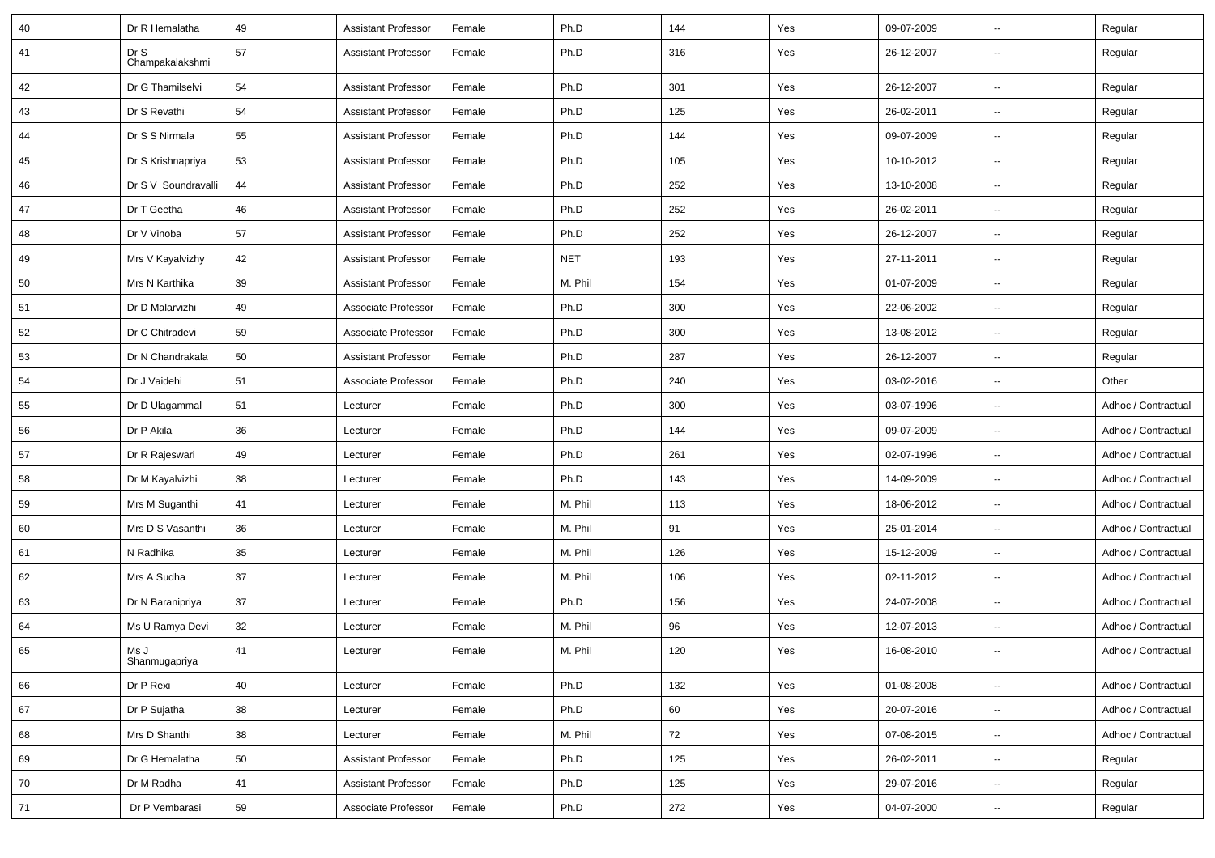| 40 | Dr R Hemalatha | 49 | Assistant Professor | Female | Ph.D | 144 | Yes | 09-07-2009 | -- | Regular |
|---|---|---|---|---|---|---|---|---|---|---|
| 41 | Dr S Champakalakshmi | 57 | Assistant Professor | Female | Ph.D | 316 | Yes | 26-12-2007 | -- | Regular |
| 42 | Dr G Thamilselvi | 54 | Assistant Professor | Female | Ph.D | 301 | Yes | 26-12-2007 | -- | Regular |
| 43 | Dr S Revathi | 54 | Assistant Professor | Female | Ph.D | 125 | Yes | 26-02-2011 | -- | Regular |
| 44 | Dr S S Nirmala | 55 | Assistant Professor | Female | Ph.D | 144 | Yes | 09-07-2009 | -- | Regular |
| 45 | Dr S Krishnapriya | 53 | Assistant Professor | Female | Ph.D | 105 | Yes | 10-10-2012 | -- | Regular |
| 46 | Dr S V Soundravalli | 44 | Assistant Professor | Female | Ph.D | 252 | Yes | 13-10-2008 | -- | Regular |
| 47 | Dr T Geetha | 46 | Assistant Professor | Female | Ph.D | 252 | Yes | 26-02-2011 | -- | Regular |
| 48 | Dr V Vinoba | 57 | Assistant Professor | Female | Ph.D | 252 | Yes | 26-12-2007 | -- | Regular |
| 49 | Mrs V Kayalvizhy | 42 | Assistant Professor | Female | NET | 193 | Yes | 27-11-2011 | -- | Regular |
| 50 | Mrs N Karthika | 39 | Assistant Professor | Female | M. Phil | 154 | Yes | 01-07-2009 | -- | Regular |
| 51 | Dr D Malarvizhi | 49 | Associate Professor | Female | Ph.D | 300 | Yes | 22-06-2002 | -- | Regular |
| 52 | Dr C Chitradevi | 59 | Associate Professor | Female | Ph.D | 300 | Yes | 13-08-2012 | -- | Regular |
| 53 | Dr N Chandrakala | 50 | Assistant Professor | Female | Ph.D | 287 | Yes | 26-12-2007 | -- | Regular |
| 54 | Dr J Vaidehi | 51 | Associate Professor | Female | Ph.D | 240 | Yes | 03-02-2016 | -- | Other |
| 55 | Dr D Ulagammal | 51 | Lecturer | Female | Ph.D | 300 | Yes | 03-07-1996 | -- | Adhoc / Contractual |
| 56 | Dr P Akila | 36 | Lecturer | Female | Ph.D | 144 | Yes | 09-07-2009 | -- | Adhoc / Contractual |
| 57 | Dr R Rajeswari | 49 | Lecturer | Female | Ph.D | 261 | Yes | 02-07-1996 | -- | Adhoc / Contractual |
| 58 | Dr M Kayalvizhi | 38 | Lecturer | Female | Ph.D | 143 | Yes | 14-09-2009 | -- | Adhoc / Contractual |
| 59 | Mrs M Suganthi | 41 | Lecturer | Female | M. Phil | 113 | Yes | 18-06-2012 | -- | Adhoc / Contractual |
| 60 | Mrs D S Vasanthi | 36 | Lecturer | Female | M. Phil | 91 | Yes | 25-01-2014 | -- | Adhoc / Contractual |
| 61 | N Radhika | 35 | Lecturer | Female | M. Phil | 126 | Yes | 15-12-2009 | -- | Adhoc / Contractual |
| 62 | Mrs A Sudha | 37 | Lecturer | Female | M. Phil | 106 | Yes | 02-11-2012 | -- | Adhoc / Contractual |
| 63 | Dr N Baranipriya | 37 | Lecturer | Female | Ph.D | 156 | Yes | 24-07-2008 | -- | Adhoc / Contractual |
| 64 | Ms U Ramya Devi | 32 | Lecturer | Female | M. Phil | 96 | Yes | 12-07-2013 | -- | Adhoc / Contractual |
| 65 | Ms J Shanmugapriya | 41 | Lecturer | Female | M. Phil | 120 | Yes | 16-08-2010 | -- | Adhoc / Contractual |
| 66 | Dr P Rexi | 40 | Lecturer | Female | Ph.D | 132 | Yes | 01-08-2008 | -- | Adhoc / Contractual |
| 67 | Dr P Sujatha | 38 | Lecturer | Female | Ph.D | 60 | Yes | 20-07-2016 | -- | Adhoc / Contractual |
| 68 | Mrs D Shanthi | 38 | Lecturer | Female | M. Phil | 72 | Yes | 07-08-2015 | -- | Adhoc / Contractual |
| 69 | Dr G Hemalatha | 50 | Assistant Professor | Female | Ph.D | 125 | Yes | 26-02-2011 | -- | Regular |
| 70 | Dr M Radha | 41 | Assistant Professor | Female | Ph.D | 125 | Yes | 29-07-2016 | -- | Regular |
| 71 | Dr P Vembarasi | 59 | Associate Professor | Female | Ph.D | 272 | Yes | 04-07-2000 | -- | Regular |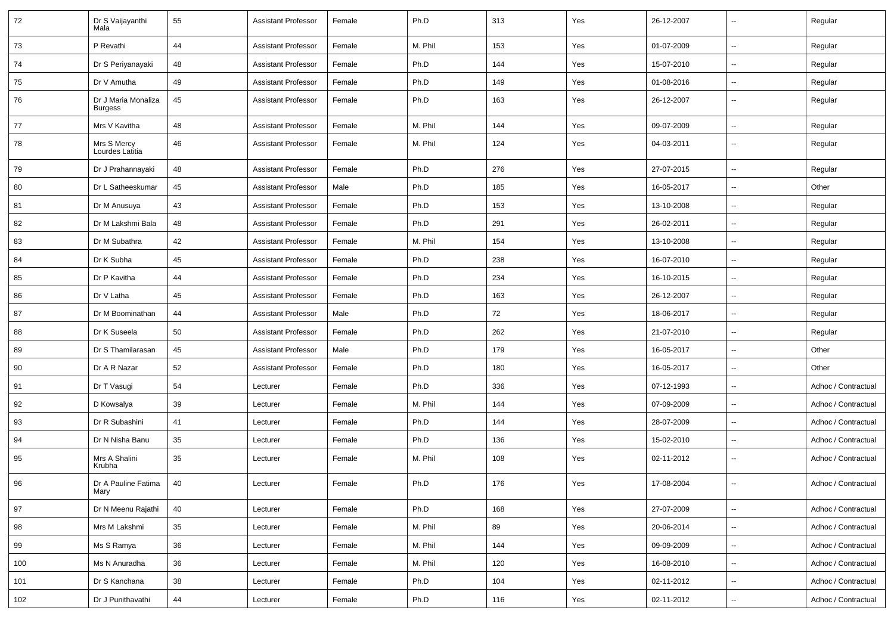| 72 | Dr S Vaijayanthi Mala | 55 | Assistant Professor | Female | Ph.D | 313 | Yes | 26-12-2007 | -- | Regular |
|---|---|---|---|---|---|---|---|---|---|---|
| 73 | P Revathi | 44 | Assistant Professor | Female | M. Phil | 153 | Yes | 01-07-2009 | -- | Regular |
| 74 | Dr S Periyanayaki | 48 | Assistant Professor | Female | Ph.D | 144 | Yes | 15-07-2010 | -- | Regular |
| 75 | Dr V Amutha | 49 | Assistant Professor | Female | Ph.D | 149 | Yes | 01-08-2016 | -- | Regular |
| 76 | Dr J Maria Monaliza Burgess | 45 | Assistant Professor | Female | Ph.D | 163 | Yes | 26-12-2007 | -- | Regular |
| 77 | Mrs V Kavitha | 48 | Assistant Professor | Female | M. Phil | 144 | Yes | 09-07-2009 | -- | Regular |
| 78 | Mrs S Mercy Lourdes Latitia | 46 | Assistant Professor | Female | M. Phil | 124 | Yes | 04-03-2011 | -- | Regular |
| 79 | Dr J Prahannayaki | 48 | Assistant Professor | Female | Ph.D | 276 | Yes | 27-07-2015 | -- | Regular |
| 80 | Dr L Satheeskumar | 45 | Assistant Professor | Male | Ph.D | 185 | Yes | 16-05-2017 | -- | Other |
| 81 | Dr M Anusuya | 43 | Assistant Professor | Female | Ph.D | 153 | Yes | 13-10-2008 | -- | Regular |
| 82 | Dr M Lakshmi Bala | 48 | Assistant Professor | Female | Ph.D | 291 | Yes | 26-02-2011 | -- | Regular |
| 83 | Dr M Subathra | 42 | Assistant Professor | Female | M. Phil | 154 | Yes | 13-10-2008 | -- | Regular |
| 84 | Dr K Subha | 45 | Assistant Professor | Female | Ph.D | 238 | Yes | 16-07-2010 | -- | Regular |
| 85 | Dr P Kavitha | 44 | Assistant Professor | Female | Ph.D | 234 | Yes | 16-10-2015 | -- | Regular |
| 86 | Dr V Latha | 45 | Assistant Professor | Female | Ph.D | 163 | Yes | 26-12-2007 | -- | Regular |
| 87 | Dr M Boominathan | 44 | Assistant Professor | Male | Ph.D | 72 | Yes | 18-06-2017 | -- | Regular |
| 88 | Dr K Suseela | 50 | Assistant Professor | Female | Ph.D | 262 | Yes | 21-07-2010 | -- | Regular |
| 89 | Dr S Thamilarasan | 45 | Assistant Professor | Male | Ph.D | 179 | Yes | 16-05-2017 | -- | Other |
| 90 | Dr A R Nazar | 52 | Assistant Professor | Female | Ph.D | 180 | Yes | 16-05-2017 | -- | Other |
| 91 | Dr T Vasugi | 54 | Lecturer | Female | Ph.D | 336 | Yes | 07-12-1993 | -- | Adhoc / Contractual |
| 92 | D Kowsalya | 39 | Lecturer | Female | M. Phil | 144 | Yes | 07-09-2009 | -- | Adhoc / Contractual |
| 93 | Dr R Subashini | 41 | Lecturer | Female | Ph.D | 144 | Yes | 28-07-2009 | -- | Adhoc / Contractual |
| 94 | Dr N Nisha Banu | 35 | Lecturer | Female | Ph.D | 136 | Yes | 15-02-2010 | -- | Adhoc / Contractual |
| 95 | Mrs A Shalini Krubha | 35 | Lecturer | Female | M. Phil | 108 | Yes | 02-11-2012 | -- | Adhoc / Contractual |
| 96 | Dr A Pauline Fatima Mary | 40 | Lecturer | Female | Ph.D | 176 | Yes | 17-08-2004 | -- | Adhoc / Contractual |
| 97 | Dr N Meenu Rajathi | 40 | Lecturer | Female | Ph.D | 168 | Yes | 27-07-2009 | -- | Adhoc / Contractual |
| 98 | Mrs M Lakshmi | 35 | Lecturer | Female | M. Phil | 89 | Yes | 20-06-2014 | -- | Adhoc / Contractual |
| 99 | Ms S Ramya | 36 | Lecturer | Female | M. Phil | 144 | Yes | 09-09-2009 | -- | Adhoc / Contractual |
| 100 | Ms N Anuradha | 36 | Lecturer | Female | M. Phil | 120 | Yes | 16-08-2010 | -- | Adhoc / Contractual |
| 101 | Dr S Kanchana | 38 | Lecturer | Female | Ph.D | 104 | Yes | 02-11-2012 | -- | Adhoc / Contractual |
| 102 | Dr J Punithavathi | 44 | Lecturer | Female | Ph.D | 116 | Yes | 02-11-2012 | -- | Adhoc / Contractual |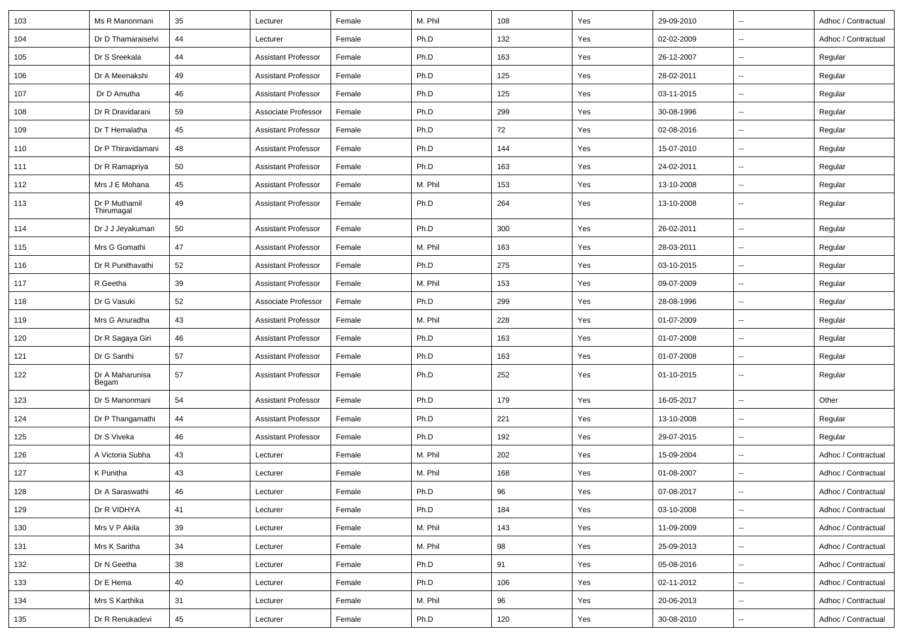| 103 | Ms R Manonmani | 35 | Lecturer | Female | M. Phil | 108 | Yes | 29-09-2010 | -- | Adhoc / Contractual |
|---|---|---|---|---|---|---|---|---|---|---|
| 104 | Dr D Thamaraiselvi | 44 | Lecturer | Female | Ph.D | 132 | Yes | 02-02-2009 | -- | Adhoc / Contractual |
| 105 | Dr S Sreekala | 44 | Assistant Professor | Female | Ph.D | 163 | Yes | 26-12-2007 | -- | Regular |
| 106 | Dr A Meenakshi | 49 | Assistant Professor | Female | Ph.D | 125 | Yes | 28-02-2011 | -- | Regular |
| 107 | Dr D Amutha | 46 | Assistant Professor | Female | Ph.D | 125 | Yes | 03-11-2015 | -- | Regular |
| 108 | Dr R Dravidarani | 59 | Associate Professor | Female | Ph.D | 299 | Yes | 30-08-1996 | -- | Regular |
| 109 | Dr T Hemalatha | 45 | Assistant Professor | Female | Ph.D | 72 | Yes | 02-08-2016 | -- | Regular |
| 110 | Dr P Thiravidamani | 48 | Assistant Professor | Female | Ph.D | 144 | Yes | 15-07-2010 | -- | Regular |
| 111 | Dr R Ramapriya | 50 | Assistant Professor | Female | Ph.D | 163 | Yes | 24-02-2011 | -- | Regular |
| 112 | Mrs J E Mohana | 45 | Assistant Professor | Female | M. Phil | 153 | Yes | 13-10-2008 | -- | Regular |
| 113 | Dr P Muthamil Thirumagal | 49 | Assistant Professor | Female | Ph.D | 264 | Yes | 13-10-2008 | -- | Regular |
| 114 | Dr J J Jeyakumari | 50 | Assistant Professor | Female | Ph.D | 300 | Yes | 26-02-2011 | -- | Regular |
| 115 | Mrs G Gomathi | 47 | Assistant Professor | Female | M. Phil | 163 | Yes | 28-03-2011 | -- | Regular |
| 116 | Dr R Punithavathi | 52 | Assistant Professor | Female | Ph.D | 275 | Yes | 03-10-2015 | -- | Regular |
| 117 | R Geetha | 39 | Assistant Professor | Female | M. Phil | 153 | Yes | 09-07-2009 | -- | Regular |
| 118 | Dr G Vasuki | 52 | Associate Professor | Female | Ph.D | 299 | Yes | 28-08-1996 | -- | Regular |
| 119 | Mrs G Anuradha | 43 | Assistant Professor | Female | M. Phil | 228 | Yes | 01-07-2009 | -- | Regular |
| 120 | Dr R Sagaya Giri | 46 | Assistant Professor | Female | Ph.D | 163 | Yes | 01-07-2008 | -- | Regular |
| 121 | Dr G Santhi | 57 | Assistant Professor | Female | Ph.D | 163 | Yes | 01-07-2008 | -- | Regular |
| 122 | Dr A Maharunisa Begam | 57 | Assistant Professor | Female | Ph.D | 252 | Yes | 01-10-2015 | -- | Regular |
| 123 | Dr S Manonmani | 54 | Assistant Professor | Female | Ph.D | 179 | Yes | 16-05-2017 | -- | Other |
| 124 | Dr P Thangamathi | 44 | Assistant Professor | Female | Ph.D | 221 | Yes | 13-10-2008 | -- | Regular |
| 125 | Dr S Viveka | 46 | Assistant Professor | Female | Ph.D | 192 | Yes | 29-07-2015 | -- | Regular |
| 126 | A Victoria Subha | 43 | Lecturer | Female | M. Phil | 202 | Yes | 15-09-2004 | -- | Adhoc / Contractual |
| 127 | K Punitha | 43 | Lecturer | Female | M. Phil | 168 | Yes | 01-08-2007 | -- | Adhoc / Contractual |
| 128 | Dr A Saraswathi | 46 | Lecturer | Female | Ph.D | 96 | Yes | 07-08-2017 | -- | Adhoc / Contractual |
| 129 | Dr R VIDHYA | 41 | Lecturer | Female | Ph.D | 184 | Yes | 03-10-2008 | -- | Adhoc / Contractual |
| 130 | Mrs V P Akila | 39 | Lecturer | Female | M. Phil | 143 | Yes | 11-09-2009 | -- | Adhoc / Contractual |
| 131 | Mrs K Saritha | 34 | Lecturer | Female | M. Phil | 98 | Yes | 25-09-2013 | -- | Adhoc / Contractual |
| 132 | Dr N Geetha | 38 | Lecturer | Female | Ph.D | 91 | Yes | 05-08-2016 | -- | Adhoc / Contractual |
| 133 | Dr E Hema | 40 | Lecturer | Female | Ph.D | 106 | Yes | 02-11-2012 | -- | Adhoc / Contractual |
| 134 | Mrs S Karthika | 31 | Lecturer | Female | M. Phil | 96 | Yes | 20-06-2013 | -- | Adhoc / Contractual |
| 135 | Dr R Renukadevi | 45 | Lecturer | Female | Ph.D | 120 | Yes | 30-08-2010 | -- | Adhoc / Contractual |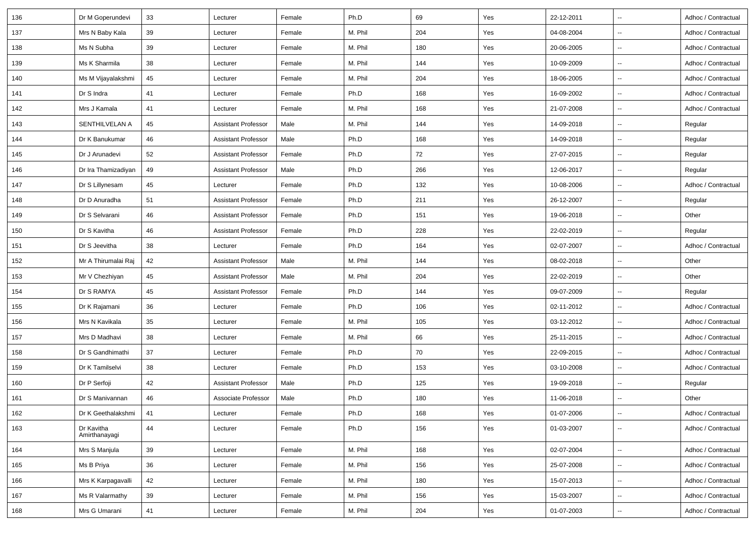| 136 | Dr M Goperundevi | 33 | Lecturer | Female | Ph.D | 69 | Yes | 22-12-2011 | -- | Adhoc / Contractual |
|---|---|---|---|---|---|---|---|---|---|---|
| 137 | Mrs N Baby Kala | 39 | Lecturer | Female | M. Phil | 204 | Yes | 04-08-2004 | -- | Adhoc / Contractual |
| 138 | Ms N Subha | 39 | Lecturer | Female | M. Phil | 180 | Yes | 20-06-2005 | -- | Adhoc / Contractual |
| 139 | Ms K Sharmila | 38 | Lecturer | Female | M. Phil | 144 | Yes | 10-09-2009 | -- | Adhoc / Contractual |
| 140 | Ms M Vijayalakshmi | 45 | Lecturer | Female | M. Phil | 204 | Yes | 18-06-2005 | -- | Adhoc / Contractual |
| 141 | Dr S Indra | 41 | Lecturer | Female | Ph.D | 168 | Yes | 16-09-2002 | -- | Adhoc / Contractual |
| 142 | Mrs J Kamala | 41 | Lecturer | Female | M. Phil | 168 | Yes | 21-07-2008 | -- | Adhoc / Contractual |
| 143 | SENTHILVELAN A | 45 | Assistant Professor | Male | M. Phil | 144 | Yes | 14-09-2018 | -- | Regular |
| 144 | Dr K Banukumar | 46 | Assistant Professor | Male | Ph.D | 168 | Yes | 14-09-2018 | -- | Regular |
| 145 | Dr J Arunadevi | 52 | Assistant Professor | Female | Ph.D | 72 | Yes | 27-07-2015 | -- | Regular |
| 146 | Dr Ira Thamizadiyan | 49 | Assistant Professor | Male | Ph.D | 266 | Yes | 12-06-2017 | -- | Regular |
| 147 | Dr S Lillynesam | 45 | Lecturer | Female | Ph.D | 132 | Yes | 10-08-2006 | -- | Adhoc / Contractual |
| 148 | Dr D Anuradha | 51 | Assistant Professor | Female | Ph.D | 211 | Yes | 26-12-2007 | -- | Regular |
| 149 | Dr S Selvarani | 46 | Assistant Professor | Female | Ph.D | 151 | Yes | 19-06-2018 | -- | Other |
| 150 | Dr S Kavitha | 46 | Assistant Professor | Female | Ph.D | 228 | Yes | 22-02-2019 | -- | Regular |
| 151 | Dr S Jeevitha | 38 | Lecturer | Female | Ph.D | 164 | Yes | 02-07-2007 | -- | Adhoc / Contractual |
| 152 | Mr A Thirumalai Raj | 42 | Assistant Professor | Male | M. Phil | 144 | Yes | 08-02-2018 | -- | Other |
| 153 | Mr V Chezhiyan | 45 | Assistant Professor | Male | M. Phil | 204 | Yes | 22-02-2019 | -- | Other |
| 154 | Dr S RAMYA | 45 | Assistant Professor | Female | Ph.D | 144 | Yes | 09-07-2009 | -- | Regular |
| 155 | Dr K Rajamani | 36 | Lecturer | Female | Ph.D | 106 | Yes | 02-11-2012 | -- | Adhoc / Contractual |
| 156 | Mrs N Kavikala | 35 | Lecturer | Female | M. Phil | 105 | Yes | 03-12-2012 | -- | Adhoc / Contractual |
| 157 | Mrs D Madhavi | 38 | Lecturer | Female | M. Phil | 66 | Yes | 25-11-2015 | -- | Adhoc / Contractual |
| 158 | Dr S Gandhimathi | 37 | Lecturer | Female | Ph.D | 70 | Yes | 22-09-2015 | -- | Adhoc / Contractual |
| 159 | Dr K Tamilselvi | 38 | Lecturer | Female | Ph.D | 153 | Yes | 03-10-2008 | -- | Adhoc / Contractual |
| 160 | Dr P Serfoji | 42 | Assistant Professor | Male | Ph.D | 125 | Yes | 19-09-2018 | -- | Regular |
| 161 | Dr S Manivannan | 46 | Associate Professor | Male | Ph.D | 180 | Yes | 11-06-2018 | -- | Other |
| 162 | Dr K Geethalakshmi | 41 | Lecturer | Female | Ph.D | 168 | Yes | 01-07-2006 | -- | Adhoc / Contractual |
| 163 | Dr Kavitha Amirthanayagi | 44 | Lecturer | Female | Ph.D | 156 | Yes | 01-03-2007 | -- | Adhoc / Contractual |
| 164 | Mrs S Manjula | 39 | Lecturer | Female | M. Phil | 168 | Yes | 02-07-2004 | -- | Adhoc / Contractual |
| 165 | Ms B Priya | 36 | Lecturer | Female | M. Phil | 156 | Yes | 25-07-2008 | -- | Adhoc / Contractual |
| 166 | Mrs K Karpagavalli | 42 | Lecturer | Female | M. Phil | 180 | Yes | 15-07-2013 | -- | Adhoc / Contractual |
| 167 | Ms R Valarmathy | 39 | Lecturer | Female | M. Phil | 156 | Yes | 15-03-2007 | -- | Adhoc / Contractual |
| 168 | Mrs G Umarani | 41 | Lecturer | Female | M. Phil | 204 | Yes | 01-07-2003 | -- | Adhoc / Contractual |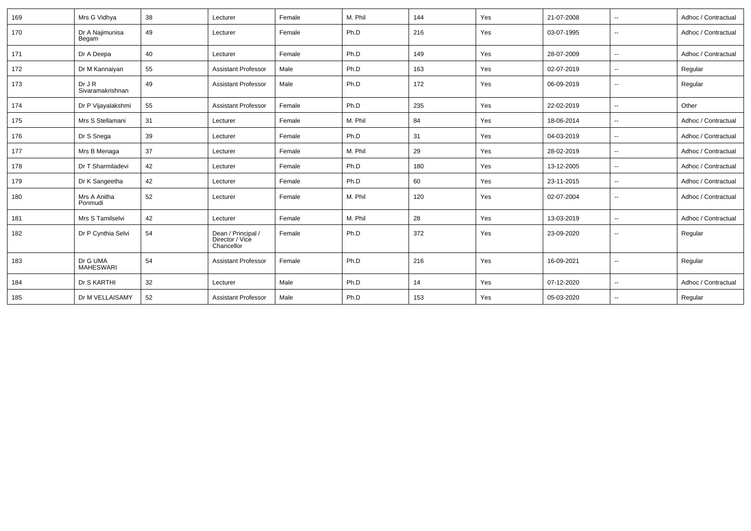| | | | | | | | | | | |
|---|---|---|---|---|---|---|---|---|---|---|
| 169 | Mrs G Vidhya | 38 | Lecturer | Female | M. Phil | 144 | Yes | 21-07-2008 | -- | Adhoc / Contractual |
| 170 | Dr A Najimunisa Begam | 49 | Lecturer | Female | Ph.D | 216 | Yes | 03-07-1995 | -- | Adhoc / Contractual |
| 171 | Dr A Deepa | 40 | Lecturer | Female | Ph.D | 149 | Yes | 28-07-2009 | -- | Adhoc / Contractual |
| 172 | Dr M Kannaiyan | 55 | Assistant Professor | Male | Ph.D | 163 | Yes | 02-07-2019 | -- | Regular |
| 173 | Dr J R Sivaramakrishnan | 49 | Assistant Professor | Male | Ph.D | 172 | Yes | 06-09-2019 | -- | Regular |
| 174 | Dr P Vijayalakshmi | 55 | Assistant Professor | Female | Ph.D | 235 | Yes | 22-02-2019 | -- | Other |
| 175 | Mrs S Stellamani | 31 | Lecturer | Female | M. Phil | 84 | Yes | 18-06-2014 | -- | Adhoc / Contractual |
| 176 | Dr S Snega | 39 | Lecturer | Female | Ph.D | 31 | Yes | 04-03-2019 | -- | Adhoc / Contractual |
| 177 | Mrs B Menaga | 37 | Lecturer | Female | M. Phil | 29 | Yes | 28-02-2019 | -- | Adhoc / Contractual |
| 178 | Dr T Sharmiladevi | 42 | Lecturer | Female | Ph.D | 180 | Yes | 13-12-2005 | -- | Adhoc / Contractual |
| 179 | Dr K Sangeetha | 42 | Lecturer | Female | Ph.D | 60 | Yes | 23-11-2015 | -- | Adhoc / Contractual |
| 180 | Mrs A Anitha Ponmudi | 52 | Lecturer | Female | M. Phil | 120 | Yes | 02-07-2004 | -- | Adhoc / Contractual |
| 181 | Mrs S Tamilselvi | 42 | Lecturer | Female | M. Phil | 28 | Yes | 13-03-2019 | -- | Adhoc / Contractual |
| 182 | Dr P Cynthia Selvi | 54 | Dean / Principal / Director / Vice Chancellor | Female | Ph.D | 372 | Yes | 23-09-2020 | -- | Regular |
| 183 | Dr G UMA MAHESWARI | 54 | Assistant Professor | Female | Ph.D | 216 | Yes | 16-09-2021 | -- | Regular |
| 184 | Dr S KARTHI | 32 | Lecturer | Male | Ph.D | 14 | Yes | 07-12-2020 | -- | Adhoc / Contractual |
| 185 | Dr M VELLAISAMY | 52 | Assistant Professor | Male | Ph.D | 153 | Yes | 05-03-2020 | -- | Regular |